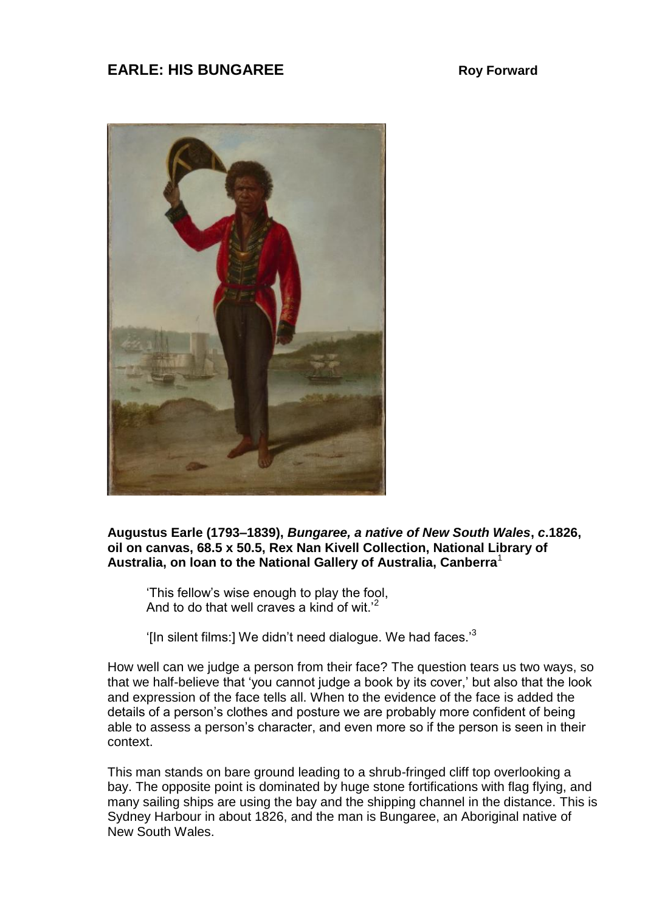# EARLE: HIS BUNGAREE

**Roy Forward**

**Augustus Earle (1793–1839), *Bungaree, a native of New South Wales*, *c*.1826, oil on canvas, 68.5 x 50.5, Rex Nan Kivell Collection, National Library of Australia, on loan to the National Gallery of Australia, Canberra**[1]

> 'This fellow's wise enough to play the fool,
> And to do that well craves a kind of wit.'[2]
>
> '[In silent films:] We didn't need dialogue. We had faces.'[3]

How well can we judge a person from their face? The question tears us two ways, so that we half-believe that 'you cannot judge a book by its cover,' but also that the look and expression of the face tells all. When to the evidence of the face is added the details of a person's clothes and posture we are probably more confident of being able to assess a person's character, and even more so if the person is seen in their context.

This man stands on bare ground leading to a shrub-fringed cliff top overlooking a bay. The opposite point is dominated by huge stone fortifications with flag flying, and many sailing ships are using the bay and the shipping channel in the distance. This is Sydney Harbour in about 1826, and the man is Bungaree, an Aboriginal native of New South Wales.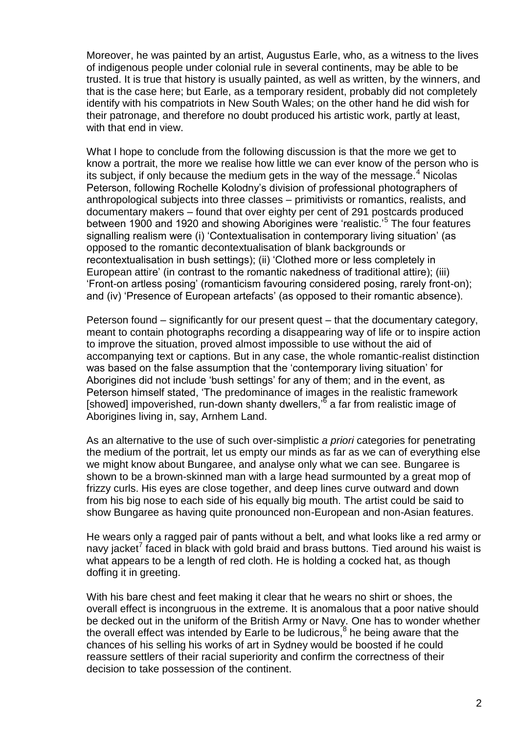Moreover, he was painted by an artist, Augustus Earle, who, as a witness to the lives of indigenous people under colonial rule in several continents, may be able to be trusted. It is true that history is usually painted, as well as written, by the winners, and that is the case here; but Earle, as a temporary resident, probably did not completely identify with his compatriots in New South Wales; on the other hand he did wish for their patronage, and therefore no doubt produced his artistic work, partly at least, with that end in view.

What I hope to conclude from the following discussion is that the more we get to know a portrait, the more we realise how little we can ever know of the person who is its subject, if only because the medium gets in the way of the message.[4] Nicolas Peterson, following Rochelle Kolodny's division of professional photographers of anthropological subjects into three classes – primitivists or romantics, realists, and documentary makers – found that over eighty per cent of 291 postcards produced between 1900 and 1920 and showing Aborigines were 'realistic.'[5] The four features signalling realism were (i) 'Contextualisation in contemporary living situation' (as opposed to the romantic decontextualisation of blank backgrounds or recontextualisation in bush settings); (ii) 'Clothed more or less completely in European attire' (in contrast to the romantic nakedness of traditional attire); (iii) 'Front-on artless posing' (romanticism favouring considered posing, rarely front-on); and (iv) 'Presence of European artefacts' (as opposed to their romantic absence).

Peterson found – significantly for our present quest – that the documentary category, meant to contain photographs recording a disappearing way of life or to inspire action to improve the situation, proved almost impossible to use without the aid of accompanying text or captions. But in any case, the whole romantic-realist distinction was based on the false assumption that the 'contemporary living situation' for Aborigines did not include 'bush settings' for any of them; and in the event, as Peterson himself stated, 'The predominance of images in the realistic framework [showed] impoverished, run-down shanty dwellers,'[6] a far from realistic image of Aborigines living in, say, Arnhem Land.

As an alternative to the use of such over-simplistic *a priori* categories for penetrating the medium of the portrait, let us empty our minds as far as we can of everything else we might know about Bungaree, and analyse only what we can see. Bungaree is shown to be a brown-skinned man with a large head surmounted by a great mop of frizzy curls. His eyes are close together, and deep lines curve outward and down from his big nose to each side of his equally big mouth. The artist could be said to show Bungaree as having quite pronounced non-European and non-Asian features.

He wears only a ragged pair of pants without a belt, and what looks like a red army or navy jacket[7] faced in black with gold braid and brass buttons. Tied around his waist is what appears to be a length of red cloth. He is holding a cocked hat, as though doffing it in greeting.

With his bare chest and feet making it clear that he wears no shirt or shoes, the overall effect is incongruous in the extreme. It is anomalous that a poor native should be decked out in the uniform of the British Army or Navy. One has to wonder whether the overall effect was intended by Earle to be ludicrous,[8] he being aware that the chances of his selling his works of art in Sydney would be boosted if he could reassure settlers of their racial superiority and confirm the correctness of their decision to take possession of the continent.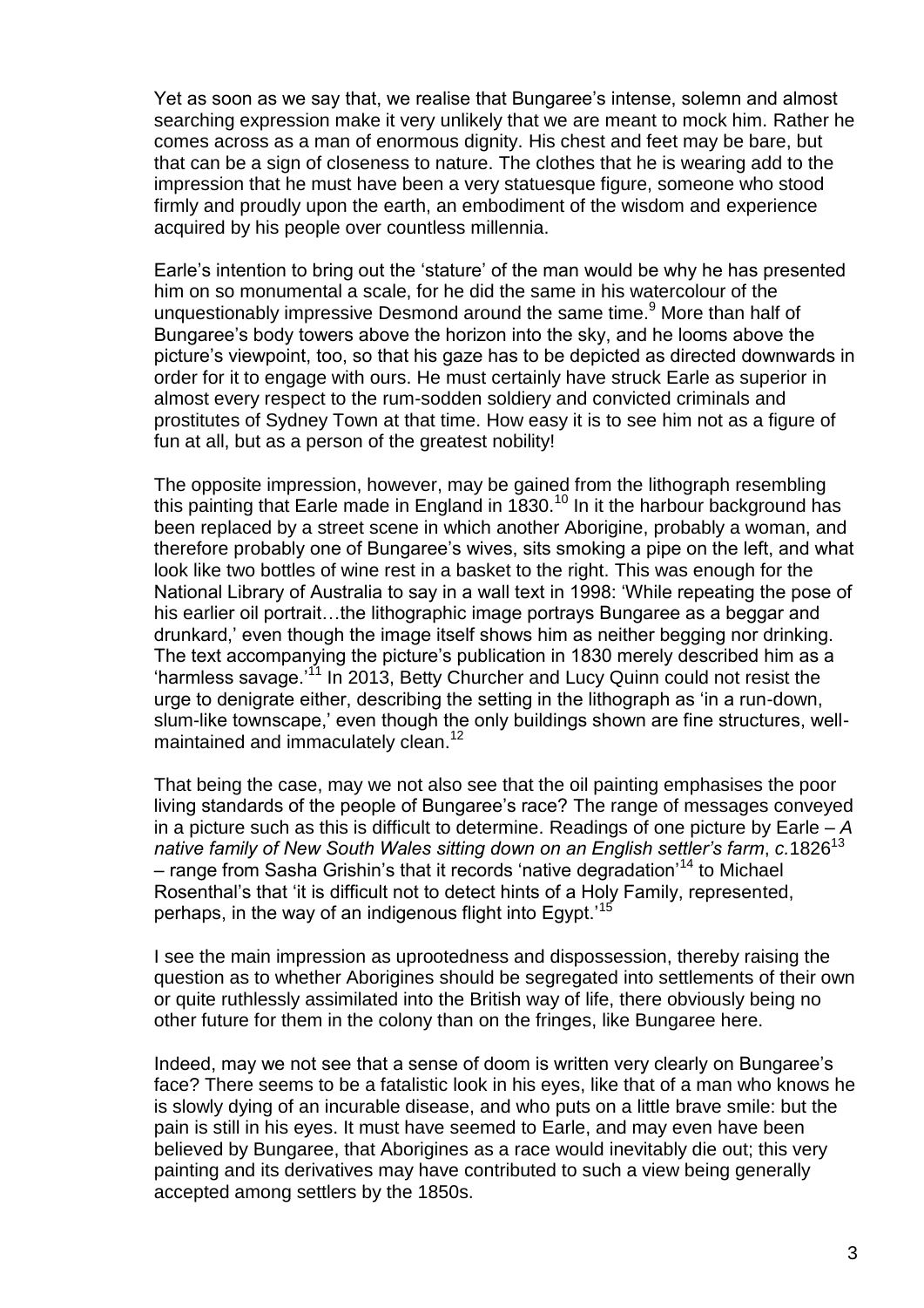Yet as soon as we say that, we realise that Bungaree's intense, solemn and almost searching expression make it very unlikely that we are meant to mock him. Rather he comes across as a man of enormous dignity. His chest and feet may be bare, but that can be a sign of closeness to nature. The clothes that he is wearing add to the impression that he must have been a very statuesque figure, someone who stood firmly and proudly upon the earth, an embodiment of the wisdom and experience acquired by his people over countless millennia.

Earle's intention to bring out the 'stature' of the man would be why he has presented him on so monumental a scale, for he did the same in his watercolour of the unquestionably impressive Desmond around the same time.[9] More than half of Bungaree's body towers above the horizon into the sky, and he looms above the picture's viewpoint, too, so that his gaze has to be depicted as directed downwards in order for it to engage with ours. He must certainly have struck Earle as superior in almost every respect to the rum-sodden soldiery and convicted criminals and prostitutes of Sydney Town at that time. How easy it is to see him not as a figure of fun at all, but as a person of the greatest nobility!

The opposite impression, however, may be gained from the lithograph resembling this painting that Earle made in England in 1830.[10] In it the harbour background has been replaced by a street scene in which another Aborigine, probably a woman, and therefore probably one of Bungaree's wives, sits smoking a pipe on the left, and what look like two bottles of wine rest in a basket to the right. This was enough for the National Library of Australia to say in a wall text in 1998: 'While repeating the pose of his earlier oil portrait…the lithographic image portrays Bungaree as a beggar and drunkard,' even though the image itself shows him as neither begging nor drinking. The text accompanying the picture's publication in 1830 merely described him as a 'harmless savage.'[11] In 2013, Betty Churcher and Lucy Quinn could not resist the urge to denigrate either, describing the setting in the lithograph as 'in a run-down, slum-like townscape,' even though the only buildings shown are fine structures, well-maintained and immaculately clean.[12]

That being the case, may we not also see that the oil painting emphasises the poor living standards of the people of Bungaree's race? The range of messages conveyed in a picture such as this is difficult to determine. Readings of one picture by Earle – *A native family of New South Wales sitting down on an English settler's farm*, *c.*1826[13] – range from Sasha Grishin's that it records 'native degradation'[14] to Michael Rosenthal's that 'it is difficult not to detect hints of a Holy Family, represented, perhaps, in the way of an indigenous flight into Egypt.'[15]

I see the main impression as uprootedness and dispossession, thereby raising the question as to whether Aborigines should be segregated into settlements of their own or quite ruthlessly assimilated into the British way of life, there obviously being no other future for them in the colony than on the fringes, like Bungaree here.

Indeed, may we not see that a sense of doom is written very clearly on Bungaree's face? There seems to be a fatalistic look in his eyes, like that of a man who knows he is slowly dying of an incurable disease, and who puts on a little brave smile: but the pain is still in his eyes. It must have seemed to Earle, and may even have been believed by Bungaree, that Aborigines as a race would inevitably die out; this very painting and its derivatives may have contributed to such a view being generally accepted among settlers by the 1850s.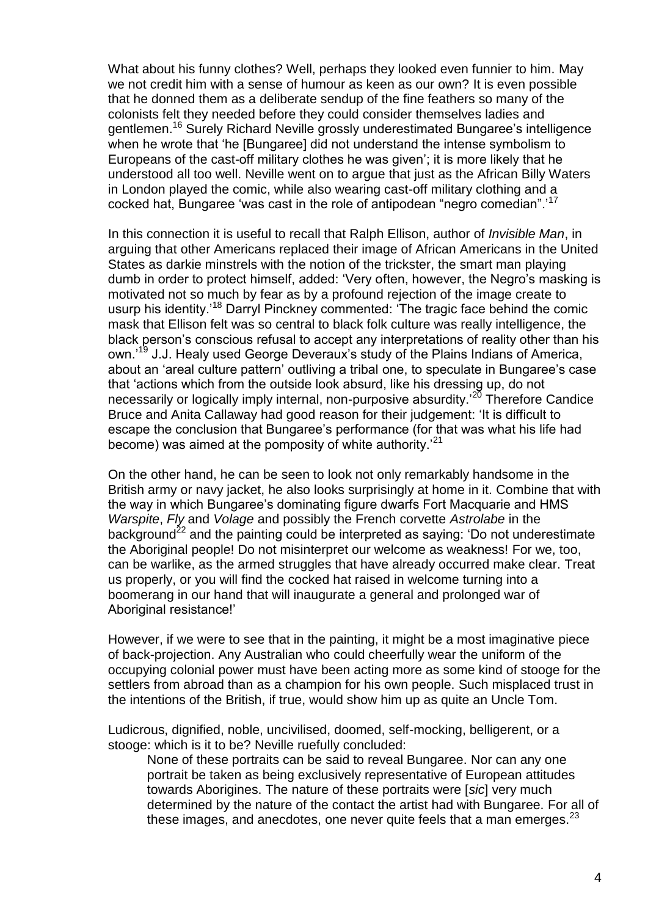What about his funny clothes? Well, perhaps they looked even funnier to him. May we not credit him with a sense of humour as keen as our own? It is even possible that he donned them as a deliberate sendup of the fine feathers so many of the colonists felt they needed before they could consider themselves ladies and gentlemen.[16] Surely Richard Neville grossly underestimated Bungaree's intelligence when he wrote that 'he [Bungaree] did not understand the intense symbolism to Europeans of the cast-off military clothes he was given'; it is more likely that he understood all too well. Neville went on to argue that just as the African Billy Waters in London played the comic, while also wearing cast-off military clothing and a cocked hat, Bungaree 'was cast in the role of antipodean "negro comedian".'[17]

In this connection it is useful to recall that Ralph Ellison, author of *Invisible Man*, in arguing that other Americans replaced their image of African Americans in the United States as darkie minstrels with the notion of the trickster, the smart man playing dumb in order to protect himself, added: 'Very often, however, the Negro's masking is motivated not so much by fear as by a profound rejection of the image create to usurp his identity.'[18] Darryl Pinckney commented: 'The tragic face behind the comic mask that Ellison felt was so central to black folk culture was really intelligence, the black person's conscious refusal to accept any interpretations of reality other than his own.'[19] J.J. Healy used George Deveraux's study of the Plains Indians of America, about an 'areal culture pattern' outliving a tribal one, to speculate in Bungaree's case that 'actions which from the outside look absurd, like his dressing up, do not necessarily or logically imply internal, non-purposive absurdity.'[20] Therefore Candice Bruce and Anita Callaway had good reason for their judgement: 'It is difficult to escape the conclusion that Bungaree's performance (for that was what his life had become) was aimed at the pomposity of white authority.'[21]

On the other hand, he can be seen to look not only remarkably handsome in the British army or navy jacket, he also looks surprisingly at home in it. Combine that with the way in which Bungaree's dominating figure dwarfs Fort Macquarie and HMS *Warspite*, *Fly* and *Volage* and possibly the French corvette *Astrolabe* in the background[22] and the painting could be interpreted as saying: 'Do not underestimate the Aboriginal people! Do not misinterpret our welcome as weakness! For we, too, can be warlike, as the armed struggles that have already occurred make clear. Treat us properly, or you will find the cocked hat raised in welcome turning into a boomerang in our hand that will inaugurate a general and prolonged war of Aboriginal resistance!'

However, if we were to see that in the painting, it might be a most imaginative piece of back-projection. Any Australian who could cheerfully wear the uniform of the occupying colonial power must have been acting more as some kind of stooge for the settlers from abroad than as a champion for his own people. Such misplaced trust in the intentions of the British, if true, would show him up as quite an Uncle Tom.

Ludicrous, dignified, noble, uncivilised, doomed, self-mocking, belligerent, or a stooge: which is it to be? Neville ruefully concluded:

> None of these portraits can be said to reveal Bungaree. Nor can any one portrait be taken as being exclusively representative of European attitudes towards Aborigines. The nature of these portraits were [*sic*] very much determined by the nature of the contact the artist had with Bungaree. For all of these images, and anecdotes, one never quite feels that a man emerges.[23]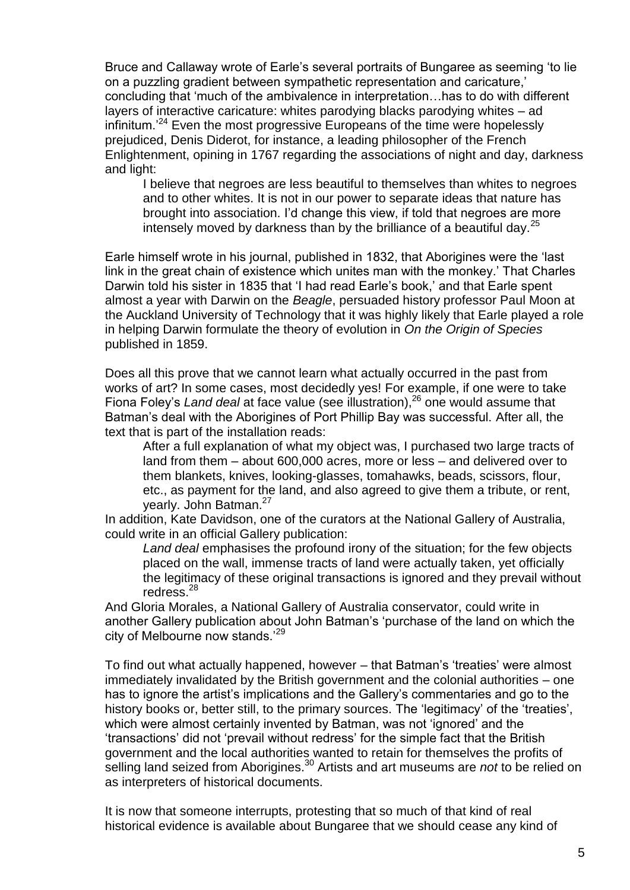Bruce and Callaway wrote of Earle's several portraits of Bungaree as seeming 'to lie on a puzzling gradient between sympathetic representation and caricature,' concluding that 'much of the ambivalence in interpretation…has to do with different layers of interactive caricature: whites parodying blacks parodying whites – ad infinitum.'[24] Even the most progressive Europeans of the time were hopelessly prejudiced, Denis Diderot, for instance, a leading philosopher of the French Enlightenment, opining in 1767 regarding the associations of night and day, darkness and light:

> I believe that negroes are less beautiful to themselves than whites to negroes and to other whites. It is not in our power to separate ideas that nature has brought into association. I'd change this view, if told that negroes are more intensely moved by darkness than by the brilliance of a beautiful day.[25]

Earle himself wrote in his journal, published in 1832, that Aborigines were the 'last link in the great chain of existence which unites man with the monkey.' That Charles Darwin told his sister in 1835 that 'I had read Earle's book,' and that Earle spent almost a year with Darwin on the *Beagle*, persuaded history professor Paul Moon at the Auckland University of Technology that it was highly likely that Earle played a role in helping Darwin formulate the theory of evolution in *On the Origin of Species* published in 1859.

Does all this prove that we cannot learn what actually occurred in the past from works of art? In some cases, most decidedly yes! For example, if one were to take Fiona Foley's *Land deal* at face value (see illustration),[26] one would assume that Batman's deal with the Aborigines of Port Phillip Bay was successful. After all, the text that is part of the installation reads:

> After a full explanation of what my object was, I purchased two large tracts of land from them – about 600,000 acres, more or less – and delivered over to them blankets, knives, looking-glasses, tomahawks, beads, scissors, flour, etc., as payment for the land, and also agreed to give them a tribute, or rent, yearly. John Batman.[27]

In addition, Kate Davidson, one of the curators at the National Gallery of Australia, could write in an official Gallery publication:

> *Land deal* emphasises the profound irony of the situation; for the few objects placed on the wall, immense tracts of land were actually taken, yet officially the legitimacy of these original transactions is ignored and they prevail without redress.[28]

And Gloria Morales, a National Gallery of Australia conservator, could write in another Gallery publication about John Batman's 'purchase of the land on which the city of Melbourne now stands.'[29]

To find out what actually happened, however – that Batman's 'treaties' were almost immediately invalidated by the British government and the colonial authorities – one has to ignore the artist's implications and the Gallery's commentaries and go to the history books or, better still, to the primary sources. The 'legitimacy' of the 'treaties', which were almost certainly invented by Batman, was not 'ignored' and the 'transactions' did not 'prevail without redress' for the simple fact that the British government and the local authorities wanted to retain for themselves the profits of selling land seized from Aborigines.[30] Artists and art museums are *not* to be relied on as interpreters of historical documents.

It is now that someone interrupts, protesting that so much of that kind of real historical evidence is available about Bungaree that we should cease any kind of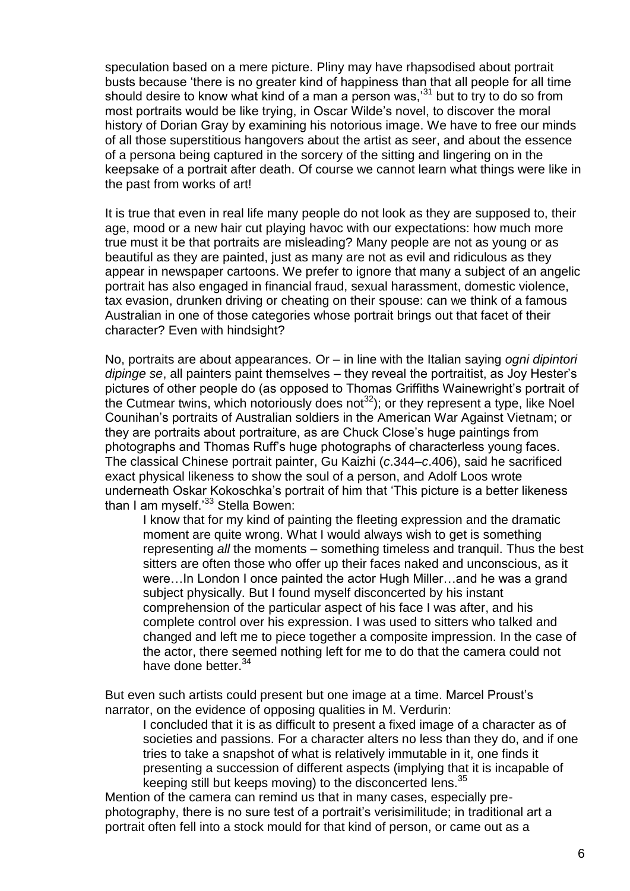speculation based on a mere picture. Pliny may have rhapsodised about portrait busts because 'there is no greater kind of happiness than that all people for all time should desire to know what kind of a man a person was,'[31] but to try to do so from most portraits would be like trying, in Oscar Wilde's novel, to discover the moral history of Dorian Gray by examining his notorious image. We have to free our minds of all those superstitious hangovers about the artist as seer, and about the essence of a persona being captured in the sorcery of the sitting and lingering on in the keepsake of a portrait after death. Of course we cannot learn what things were like in the past from works of art!

It is true that even in real life many people do not look as they are supposed to, their age, mood or a new hair cut playing havoc with our expectations: how much more true must it be that portraits are misleading? Many people are not as young or as beautiful as they are painted, just as many are not as evil and ridiculous as they appear in newspaper cartoons. We prefer to ignore that many a subject of an angelic portrait has also engaged in financial fraud, sexual harassment, domestic violence, tax evasion, drunken driving or cheating on their spouse: can we think of a famous Australian in one of those categories whose portrait brings out that facet of their character? Even with hindsight?

No, portraits are about appearances. Or – in line with the Italian saying *ogni dipintori dipinge se*, all painters paint themselves – they reveal the portraitist, as Joy Hester's pictures of other people do (as opposed to Thomas Griffiths Wainewright's portrait of the Cutmear twins, which notoriously does not[32]); or they represent a type, like Noel Counihan's portraits of Australian soldiers in the American War Against Vietnam; or they are portraits about portraiture, as are Chuck Close's huge paintings from photographs and Thomas Ruff's huge photographs of characterless young faces. The classical Chinese portrait painter, Gu Kaizhi (*c*.344–*c*.406), said he sacrificed exact physical likeness to show the soul of a person, and Adolf Loos wrote underneath Oskar Kokoschka's portrait of him that 'This picture is a better likeness than I am myself.'[33] Stella Bowen:

> I know that for my kind of painting the fleeting expression and the dramatic moment are quite wrong. What I would always wish to get is something representing *all* the moments – something timeless and tranquil. Thus the best sitters are often those who offer up their faces naked and unconscious, as it were…In London I once painted the actor Hugh Miller…and he was a grand subject physically. But I found myself disconcerted by his instant comprehension of the particular aspect of his face I was after, and his complete control over his expression. I was used to sitters who talked and changed and left me to piece together a composite impression. In the case of the actor, there seemed nothing left for me to do that the camera could not have done better.[34]

But even such artists could present but one image at a time. Marcel Proust's narrator, on the evidence of opposing qualities in M. Verdurin:

> I concluded that it is as difficult to present a fixed image of a character as of societies and passions. For a character alters no less than they do, and if one tries to take a snapshot of what is relatively immutable in it, one finds it presenting a succession of different aspects (implying that it is incapable of keeping still but keeps moving) to the disconcerted lens.[35]

Mention of the camera can remind us that in many cases, especially pre-photography, there is no sure test of a portrait's verisimilitude; in traditional art a portrait often fell into a stock mould for that kind of person, or came out as a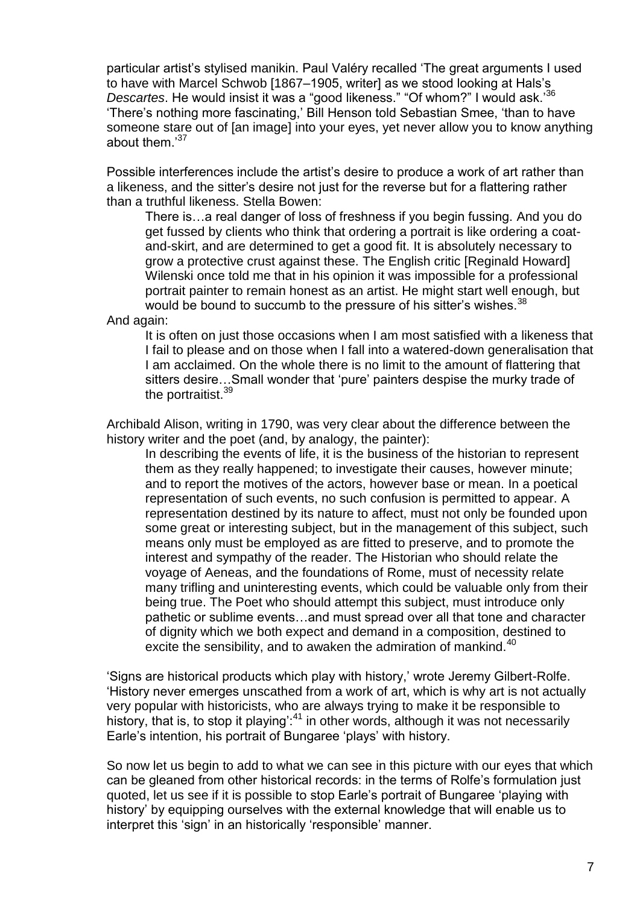particular artist's stylised manikin. Paul Valéry recalled 'The great arguments I used to have with Marcel Schwob [1867–1905, writer] as we stood looking at Hals's *Descartes*. He would insist it was a "good likeness." "Of whom?" I would ask.'[36] 'There's nothing more fascinating,' Bill Henson told Sebastian Smee, 'than to have someone stare out of [an image] into your eyes, yet never allow you to know anything about them.'[37]

Possible interferences include the artist's desire to produce a work of art rather than a likeness, and the sitter's desire not just for the reverse but for a flattering rather than a truthful likeness. Stella Bowen:

> There is…a real danger of loss of freshness if you begin fussing. And you do get fussed by clients who think that ordering a portrait is like ordering a coat-and-skirt, and are determined to get a good fit. It is absolutely necessary to grow a protective crust against these. The English critic [Reginald Howard] Wilenski once told me that in his opinion it was impossible for a professional portrait painter to remain honest as an artist. He might start well enough, but would be bound to succumb to the pressure of his sitter's wishes.[38]

And again:

> It is often on just those occasions when I am most satisfied with a likeness that I fail to please and on those when I fall into a watered-down generalisation that I am acclaimed. On the whole there is no limit to the amount of flattering that sitters desire…Small wonder that 'pure' painters despise the murky trade of the portraitist.[39]

Archibald Alison, writing in 1790, was very clear about the difference between the history writer and the poet (and, by analogy, the painter):

> In describing the events of life, it is the business of the historian to represent them as they really happened; to investigate their causes, however minute; and to report the motives of the actors, however base or mean. In a poetical representation of such events, no such confusion is permitted to appear. A representation destined by its nature to affect, must not only be founded upon some great or interesting subject, but in the management of this subject, such means only must be employed as are fitted to preserve, and to promote the interest and sympathy of the reader. The Historian who should relate the voyage of Aeneas, and the foundations of Rome, must of necessity relate many trifling and uninteresting events, which could be valuable only from their being true. The Poet who should attempt this subject, must introduce only pathetic or sublime events…and must spread over all that tone and character of dignity which we both expect and demand in a composition, destined to excite the sensibility, and to awaken the admiration of mankind.[40]

'Signs are historical products which play with history,' wrote Jeremy Gilbert-Rolfe. 'History never emerges unscathed from a work of art, which is why art is not actually very popular with historicists, who are always trying to make it be responsible to history, that is, to stop it playing':[41] in other words, although it was not necessarily Earle's intention, his portrait of Bungaree 'plays' with history.

So now let us begin to add to what we can see in this picture with our eyes that which can be gleaned from other historical records: in the terms of Rolfe's formulation just quoted, let us see if it is possible to stop Earle's portrait of Bungaree 'playing with history' by equipping ourselves with the external knowledge that will enable us to interpret this 'sign' in an historically 'responsible' manner.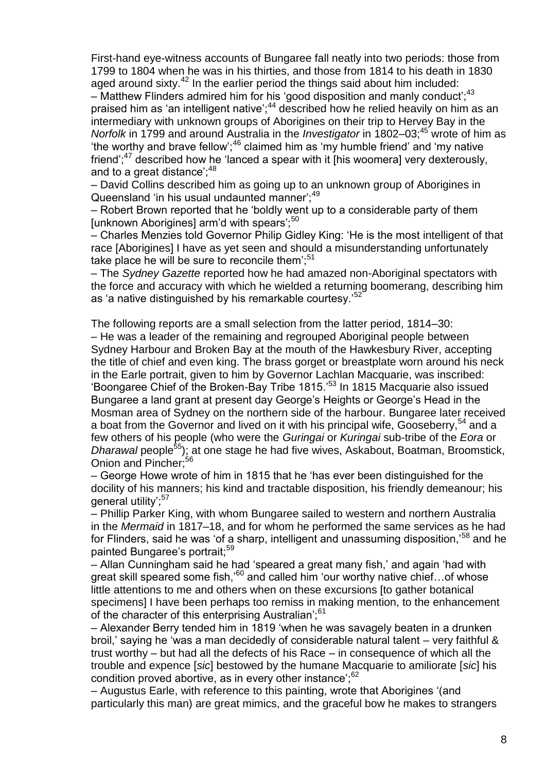First-hand eye-witness accounts of Bungaree fall neatly into two periods: those from 1799 to 1804 when he was in his thirties, and those from 1814 to his death in 1830 aged around sixty.[42] In the earlier period the things said about him included:

– Matthew Flinders admired him for his 'good disposition and manly conduct';[43] praised him as 'an intelligent native';[44] described how he relied heavily on him as an intermediary with unknown groups of Aborigines on their trip to Hervey Bay in the *Norfolk* in 1799 and around Australia in the *Investigator* in 1802–03;[45] wrote of him as 'the worthy and brave fellow';[46] claimed him as 'my humble friend' and 'my native friend';[47] described how he 'lanced a spear with it [his woomera] very dexterously, and to a great distance';[48]

– David Collins described him as going up to an unknown group of Aborigines in Queensland 'in his usual undaunted manner';[49]

– Robert Brown reported that he 'boldly went up to a considerable party of them [unknown Aborigines] arm'd with spears';[50]

– Charles Menzies told Governor Philip Gidley King: 'He is the most intelligent of that race [Aborigines] I have as yet seen and should a misunderstanding unfortunately take place he will be sure to reconcile them';[51]

– The *Sydney Gazette* reported how he had amazed non-Aboriginal spectators with the force and accuracy with which he wielded a returning boomerang, describing him as 'a native distinguished by his remarkable courtesy.'[52]

The following reports are a small selection from the latter period, 1814–30:

– He was a leader of the remaining and regrouped Aboriginal people between Sydney Harbour and Broken Bay at the mouth of the Hawkesbury River, accepting the title of chief and even king. The brass gorget or breastplate worn around his neck in the Earle portrait, given to him by Governor Lachlan Macquarie, was inscribed: 'Boongaree Chief of the Broken-Bay Tribe 1815.'[53] In 1815 Macquarie also issued Bungaree a land grant at present day George's Heights or George's Head in the Mosman area of Sydney on the northern side of the harbour. Bungaree later received a boat from the Governor and lived on it with his principal wife, Gooseberry,[54] and a few others of his people (who were the *Guringai* or *Kuringai* sub-tribe of the *Eora* or *Dharawal* people[55]); at one stage he had five wives, Askabout, Boatman, Broomstick, Onion and Pincher;[56]

– George Howe wrote of him in 1815 that he 'has ever been distinguished for the docility of his manners; his kind and tractable disposition, his friendly demeanour; his general utility';[57]

– Phillip Parker King, with whom Bungaree sailed to western and northern Australia in the *Mermaid* in 1817–18, and for whom he performed the same services as he had for Flinders, said he was 'of a sharp, intelligent and unassuming disposition,'[58] and he painted Bungaree's portrait;[59]

– Allan Cunningham said he had 'speared a great many fish,' and again 'had with great skill speared some fish,'[60] and called him 'our worthy native chief…of whose little attentions to me and others when on these excursions [to gather botanical specimens] I have been perhaps too remiss in making mention, to the enhancement of the character of this enterprising Australian';[61]

– Alexander Berry tended him in 1819 'when he was savagely beaten in a drunken broil,' saying he 'was a man decidedly of considerable natural talent – very faithful & trust worthy – but had all the defects of his Race – in consequence of which all the trouble and expence [*sic*] bestowed by the humane Macquarie to amiliorate [*sic*] his condition proved abortive, as in every other instance';[62]

– Augustus Earle, with reference to this painting, wrote that Aborigines '(and particularly this man) are great mimics, and the graceful bow he makes to strangers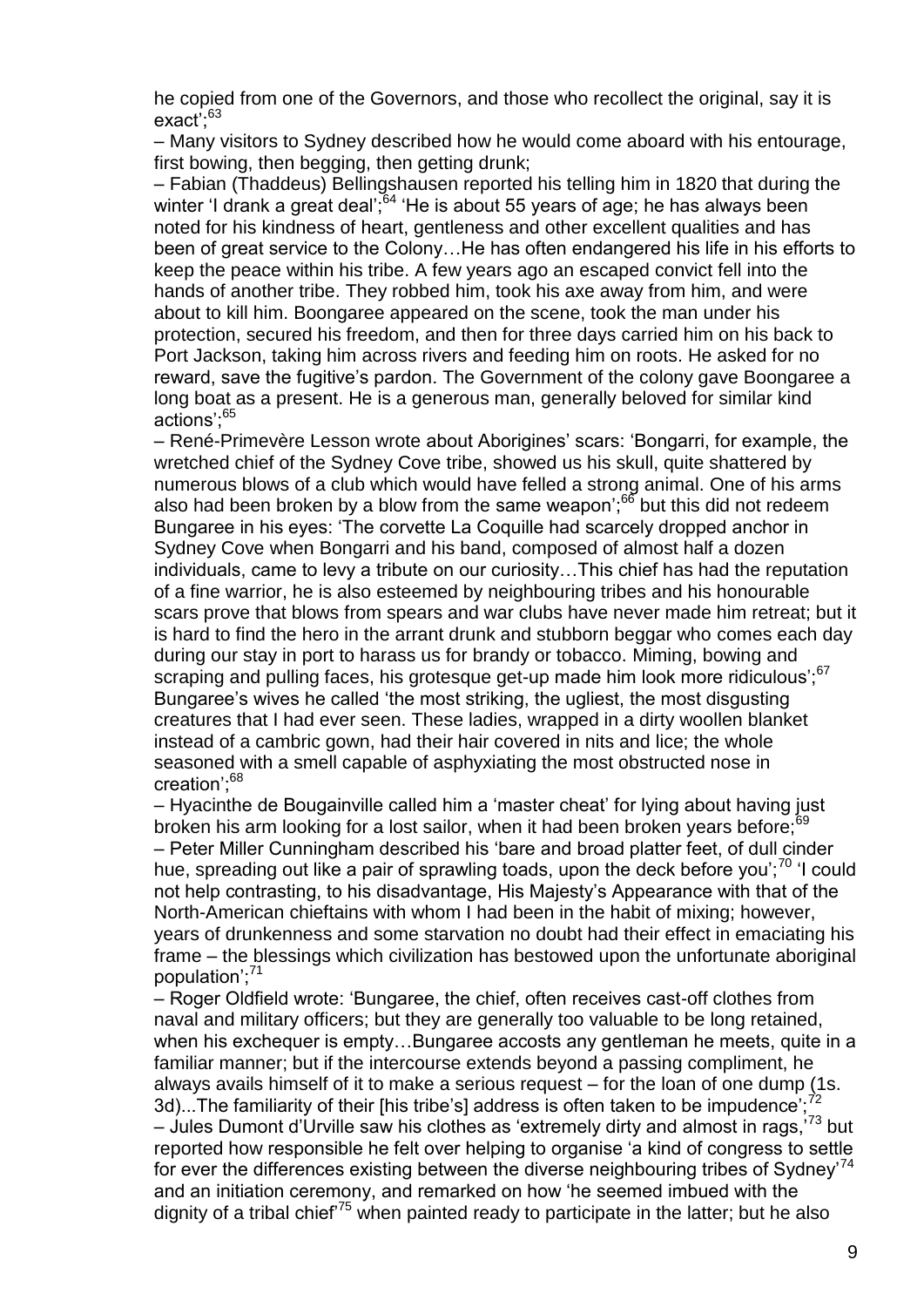he copied from one of the Governors, and those who recollect the original, say it is exact';[63]

– Many visitors to Sydney described how he would come aboard with his entourage, first bowing, then begging, then getting drunk;

– Fabian (Thaddeus) Bellingshausen reported his telling him in 1820 that during the winter 'I drank a great deal';[64] 'He is about 55 years of age; he has always been noted for his kindness of heart, gentleness and other excellent qualities and has been of great service to the Colony…He has often endangered his life in his efforts to keep the peace within his tribe. A few years ago an escaped convict fell into the hands of another tribe. They robbed him, took his axe away from him, and were about to kill him. Boongaree appeared on the scene, took the man under his protection, secured his freedom, and then for three days carried him on his back to Port Jackson, taking him across rivers and feeding him on roots. He asked for no reward, save the fugitive's pardon. The Government of the colony gave Boongaree a long boat as a present. He is a generous man, generally beloved for similar kind actions';[65]

– René-Primevère Lesson wrote about Aborigines' scars: 'Bongarri, for example, the wretched chief of the Sydney Cove tribe, showed us his skull, quite shattered by numerous blows of a club which would have felled a strong animal. One of his arms also had been broken by a blow from the same weapon';[66] but this did not redeem Bungaree in his eyes: 'The corvette La Coquille had scarcely dropped anchor in Sydney Cove when Bongarri and his band, composed of almost half a dozen individuals, came to levy a tribute on our curiosity…This chief has had the reputation of a fine warrior, he is also esteemed by neighbouring tribes and his honourable scars prove that blows from spears and war clubs have never made him retreat; but it is hard to find the hero in the arrant drunk and stubborn beggar who comes each day during our stay in port to harass us for brandy or tobacco. Miming, bowing and scraping and pulling faces, his grotesque get-up made him look more ridiculous';[67] Bungaree's wives he called 'the most striking, the ugliest, the most disgusting creatures that I had ever seen. These ladies, wrapped in a dirty woollen blanket instead of a cambric gown, had their hair covered in nits and lice; the whole seasoned with a smell capable of asphyxiating the most obstructed nose in creation';[68]

– Hyacinthe de Bougainville called him a 'master cheat' for lying about having just broken his arm looking for a lost sailor, when it had been broken years before;[69]

– Peter Miller Cunningham described his 'bare and broad platter feet, of dull cinder hue, spreading out like a pair of sprawling toads, upon the deck before you';[70] 'I could not help contrasting, to his disadvantage, His Majesty's Appearance with that of the North-American chieftains with whom I had been in the habit of mixing; however, years of drunkenness and some starvation no doubt had their effect in emaciating his frame – the blessings which civilization has bestowed upon the unfortunate aboriginal population';[71]

– Roger Oldfield wrote: 'Bungaree, the chief, often receives cast-off clothes from naval and military officers; but they are generally too valuable to be long retained, when his exchequer is empty…Bungaree accosts any gentleman he meets, quite in a familiar manner; but if the intercourse extends beyond a passing compliment, he always avails himself of it to make a serious request – for the loan of one dump (1s. 3d)...The familiarity of their [his tribe's] address is often taken to be impudence';[72]

– Jules Dumont d'Urville saw his clothes as 'extremely dirty and almost in rags,'[73] but reported how responsible he felt over helping to organise 'a kind of congress to settle for ever the differences existing between the diverse neighbouring tribes of Sydney'[74] and an initiation ceremony, and remarked on how 'he seemed imbued with the dignity of a tribal chief'[75] when painted ready to participate in the latter; but he also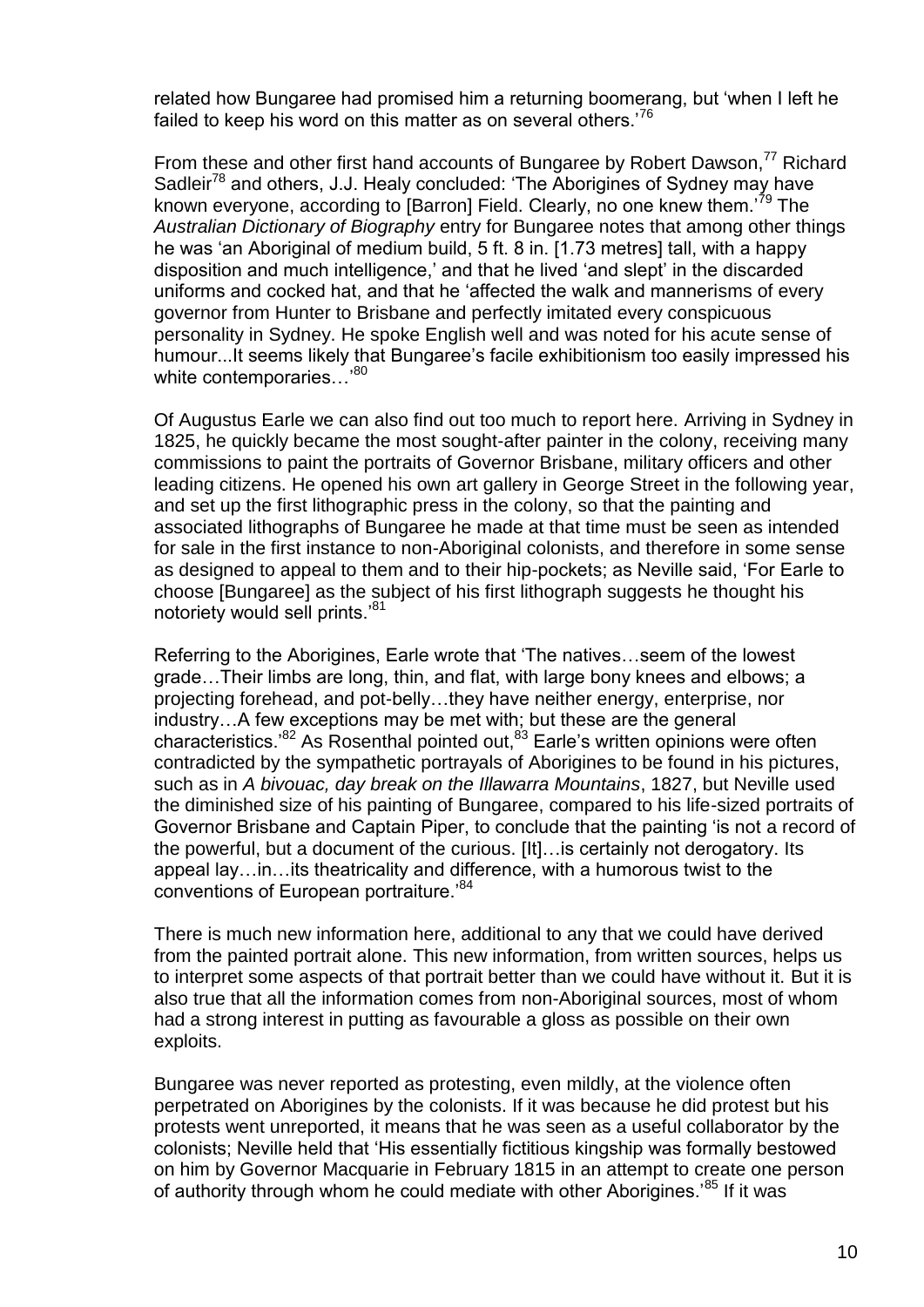related how Bungaree had promised him a returning boomerang, but 'when I left he failed to keep his word on this matter as on several others.'[76]

From these and other first hand accounts of Bungaree by Robert Dawson,[77] Richard Sadleir[78] and others, J.J. Healy concluded: 'The Aborigines of Sydney may have known everyone, according to [Barron] Field. Clearly, no one knew them.'[79] The *Australian Dictionary of Biography* entry for Bungaree notes that among other things he was 'an Aboriginal of medium build, 5 ft. 8 in. [1.73 metres] tall, with a happy disposition and much intelligence,' and that he lived 'and slept' in the discarded uniforms and cocked hat, and that he 'affected the walk and mannerisms of every governor from Hunter to Brisbane and perfectly imitated every conspicuous personality in Sydney. He spoke English well and was noted for his acute sense of humour...It seems likely that Bungaree's facile exhibitionism too easily impressed his white contemporaries…'[80]

Of Augustus Earle we can also find out too much to report here. Arriving in Sydney in 1825, he quickly became the most sought-after painter in the colony, receiving many commissions to paint the portraits of Governor Brisbane, military officers and other leading citizens. He opened his own art gallery in George Street in the following year, and set up the first lithographic press in the colony, so that the painting and associated lithographs of Bungaree he made at that time must be seen as intended for sale in the first instance to non-Aboriginal colonists, and therefore in some sense as designed to appeal to them and to their hip-pockets; as Neville said, 'For Earle to choose [Bungaree] as the subject of his first lithograph suggests he thought his notoriety would sell prints.'[81]

Referring to the Aborigines, Earle wrote that 'The natives…seem of the lowest grade…Their limbs are long, thin, and flat, with large bony knees and elbows; a projecting forehead, and pot-belly…they have neither energy, enterprise, nor industry…A few exceptions may be met with; but these are the general characteristics.'[82] As Rosenthal pointed out,[83] Earle's written opinions were often contradicted by the sympathetic portrayals of Aborigines to be found in his pictures, such as in *A bivouac, day break on the Illawarra Mountains*, 1827, but Neville used the diminished size of his painting of Bungaree, compared to his life-sized portraits of Governor Brisbane and Captain Piper, to conclude that the painting 'is not a record of the powerful, but a document of the curious. [It]…is certainly not derogatory. Its appeal lay…in…its theatricality and difference, with a humorous twist to the conventions of European portraiture.'[84]

There is much new information here, additional to any that we could have derived from the painted portrait alone. This new information, from written sources, helps us to interpret some aspects of that portrait better than we could have without it. But it is also true that all the information comes from non-Aboriginal sources, most of whom had a strong interest in putting as favourable a gloss as possible on their own exploits.

Bungaree was never reported as protesting, even mildly, at the violence often perpetrated on Aborigines by the colonists. If it was because he did protest but his protests went unreported, it means that he was seen as a useful collaborator by the colonists; Neville held that 'His essentially fictitious kingship was formally bestowed on him by Governor Macquarie in February 1815 in an attempt to create one person of authority through whom he could mediate with other Aborigines.'[85] If it was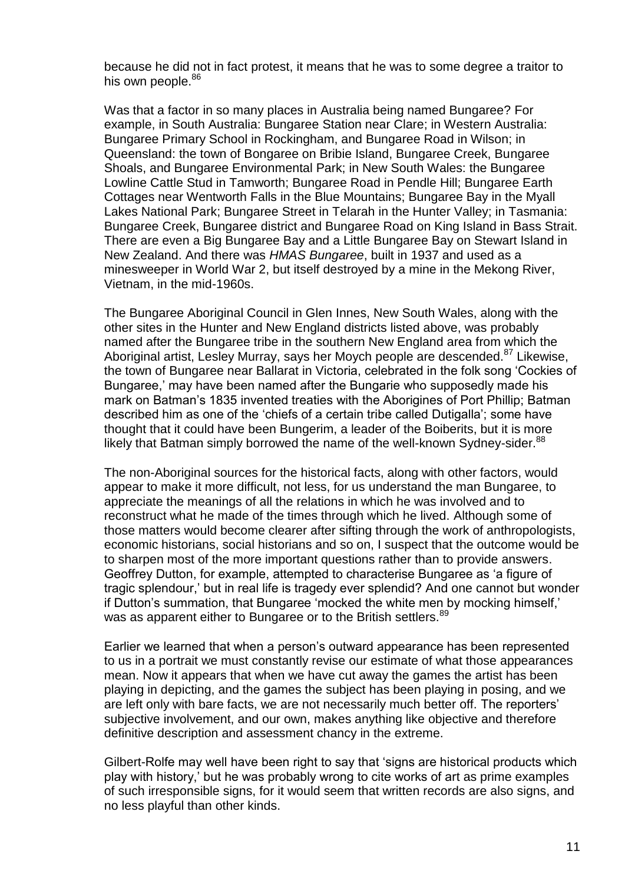because he did not in fact protest, it means that he was to some degree a traitor to his own people.[86]

Was that a factor in so many places in Australia being named Bungaree? For example, in South Australia: Bungaree Station near Clare; in Western Australia: Bungaree Primary School in Rockingham, and Bungaree Road in Wilson; in Queensland: the town of Bongaree on Bribie Island, Bungaree Creek, Bungaree Shoals, and Bungaree Environmental Park; in New South Wales: the Bungaree Lowline Cattle Stud in Tamworth; Bungaree Road in Pendle Hill; Bungaree Earth Cottages near Wentworth Falls in the Blue Mountains; Bungaree Bay in the Myall Lakes National Park; Bungaree Street in Telarah in the Hunter Valley; in Tasmania: Bungaree Creek, Bungaree district and Bungaree Road on King Island in Bass Strait. There are even a Big Bungaree Bay and a Little Bungaree Bay on Stewart Island in New Zealand. And there was *HMAS Bungaree*, built in 1937 and used as a minesweeper in World War 2, but itself destroyed by a mine in the Mekong River, Vietnam, in the mid-1960s.

The Bungaree Aboriginal Council in Glen Innes, New South Wales, along with the other sites in the Hunter and New England districts listed above, was probably named after the Bungaree tribe in the southern New England area from which the Aboriginal artist, Lesley Murray, says her Moych people are descended.[87] Likewise, the town of Bungaree near Ballarat in Victoria, celebrated in the folk song 'Cockies of Bungaree,' may have been named after the Bungarie who supposedly made his mark on Batman's 1835 invented treaties with the Aborigines of Port Phillip; Batman described him as one of the 'chiefs of a certain tribe called Dutigalla'; some have thought that it could have been Bungerim, a leader of the Boiberits, but it is more likely that Batman simply borrowed the name of the well-known Sydney-sider.[88]

The non-Aboriginal sources for the historical facts, along with other factors, would appear to make it more difficult, not less, for us understand the man Bungaree, to appreciate the meanings of all the relations in which he was involved and to reconstruct what he made of the times through which he lived. Although some of those matters would become clearer after sifting through the work of anthropologists, economic historians, social historians and so on, I suspect that the outcome would be to sharpen most of the more important questions rather than to provide answers. Geoffrey Dutton, for example, attempted to characterise Bungaree as 'a figure of tragic splendour,' but in real life is tragedy ever splendid? And one cannot but wonder if Dutton's summation, that Bungaree 'mocked the white men by mocking himself,' was as apparent either to Bungaree or to the British settlers.[89]

Earlier we learned that when a person's outward appearance has been represented to us in a portrait we must constantly revise our estimate of what those appearances mean. Now it appears that when we have cut away the games the artist has been playing in depicting, and the games the subject has been playing in posing, and we are left only with bare facts, we are not necessarily much better off. The reporters' subjective involvement, and our own, makes anything like objective and therefore definitive description and assessment chancy in the extreme.

Gilbert-Rolfe may well have been right to say that 'signs are historical products which play with history,' but he was probably wrong to cite works of art as prime examples of such irresponsible signs, for it would seem that written records are also signs, and no less playful than other kinds.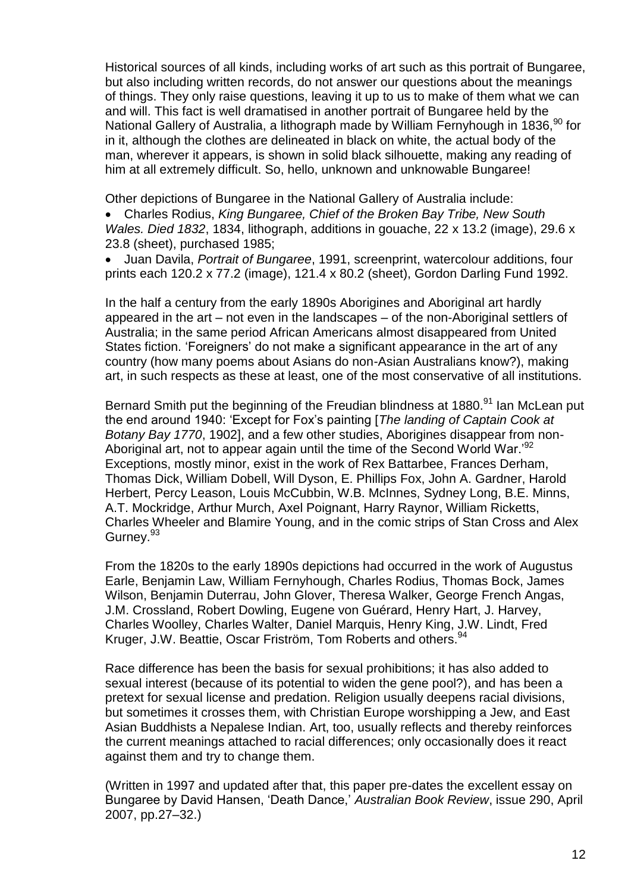Historical sources of all kinds, including works of art such as this portrait of Bungaree, but also including written records, do not answer our questions about the meanings of things. They only raise questions, leaving it up to us to make of them what we can and will. This fact is well dramatised in another portrait of Bungaree held by the National Gallery of Australia, a lithograph made by William Fernyhough in 1836,[90] for in it, although the clothes are delineated in black on white, the actual body of the man, wherever it appears, is shown in solid black silhouette, making any reading of him at all extremely difficult. So, hello, unknown and unknowable Bungaree!

Other depictions of Bungaree in the National Gallery of Australia include:

- Charles Rodius, *King Bungaree, Chief of the Broken Bay Tribe, New South Wales. Died 1832*, 1834, lithograph, additions in gouache, 22 x 13.2 (image), 29.6 x 23.8 (sheet), purchased 1985;
- Juan Davila, *Portrait of Bungaree*, 1991, screenprint, watercolour additions, four prints each 120.2 x 77.2 (image), 121.4 x 80.2 (sheet), Gordon Darling Fund 1992.

In the half a century from the early 1890s Aborigines and Aboriginal art hardly appeared in the art – not even in the landscapes – of the non-Aboriginal settlers of Australia; in the same period African Americans almost disappeared from United States fiction. 'Foreigners' do not make a significant appearance in the art of any country (how many poems about Asians do non-Asian Australians know?), making art, in such respects as these at least, one of the most conservative of all institutions.

Bernard Smith put the beginning of the Freudian blindness at 1880.[91] Ian McLean put the end around 1940: 'Except for Fox's painting [*The landing of Captain Cook at Botany Bay 1770*, 1902], and a few other studies, Aborigines disappear from non-Aboriginal art, not to appear again until the time of the Second World War.'[92] Exceptions, mostly minor, exist in the work of Rex Battarbee, Frances Derham, Thomas Dick, William Dobell, Will Dyson, E. Phillips Fox, John A. Gardner, Harold Herbert, Percy Leason, Louis McCubbin, W.B. McInnes, Sydney Long, B.E. Minns, A.T. Mockridge, Arthur Murch, Axel Poignant, Harry Raynor, William Ricketts, Charles Wheeler and Blamire Young, and in the comic strips of Stan Cross and Alex Gurney.[93]

From the 1820s to the early 1890s depictions had occurred in the work of Augustus Earle, Benjamin Law, William Fernyhough, Charles Rodius, Thomas Bock, James Wilson, Benjamin Duterrau, John Glover, Theresa Walker, George French Angas, J.M. Crossland, Robert Dowling, Eugene von Guérard, Henry Hart, J. Harvey, Charles Woolley, Charles Walter, Daniel Marquis, Henry King, J.W. Lindt, Fred Kruger, J.W. Beattie, Oscar Friström, Tom Roberts and others.[94]

Race difference has been the basis for sexual prohibitions; it has also added to sexual interest (because of its potential to widen the gene pool?), and has been a pretext for sexual license and predation. Religion usually deepens racial divisions, but sometimes it crosses them, with Christian Europe worshipping a Jew, and East Asian Buddhists a Nepalese Indian. Art, too, usually reflects and thereby reinforces the current meanings attached to racial differences; only occasionally does it react against them and try to change them.

(Written in 1997 and updated after that, this paper pre-dates the excellent essay on Bungaree by David Hansen, 'Death Dance,' *Australian Book Review*, issue 290, April 2007, pp.27–32.)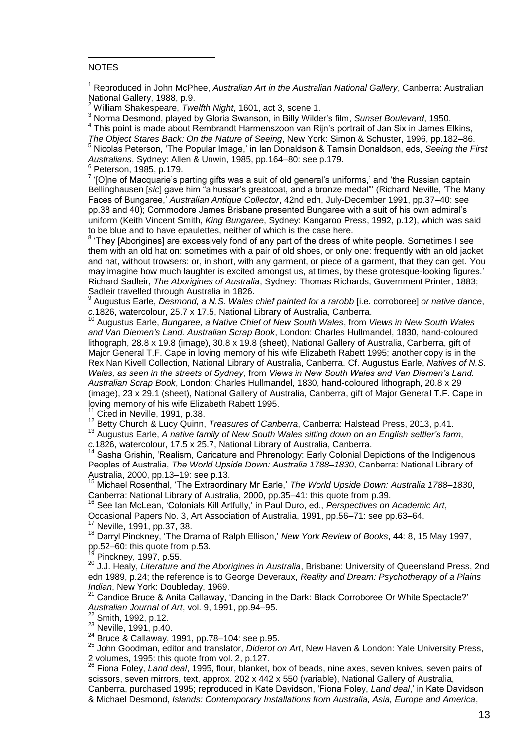NOTES

[1] Reproduced in John McPhee, *Australian Art in the Australian National Gallery*, Canberra: Australian National Gallery, 1988, p.9.

[2] William Shakespeare, *Twelfth Night*, 1601, act 3, scene 1.

[3] Norma Desmond, played by Gloria Swanson, in Billy Wilder's film, *Sunset Boulevard*, 1950.

[4] This point is made about Rembrandt Harmenszoon van Rijn's portrait of Jan Six in James Elkins, *The Object Stares Back: On the Nature of Seeing*, New York: Simon & Schuster, 1996, pp.182–86.

[5] Nicolas Peterson, 'The Popular Image,' in Ian Donaldson & Tamsin Donaldson, eds, *Seeing the First Australians*, Sydney: Allen & Unwin, 1985, pp.164–80: see p.179.

[6] Peterson, 1985, p.179.

[7] '[O]ne of Macquarie's parting gifts was a suit of old general's uniforms,' and 'the Russian captain Bellinghausen [*sic*] gave him "a hussar's greatcoat, and a bronze medal"' (Richard Neville, 'The Many Faces of Bungaree,' *Australian Antique Collector*, 42nd edn, July-December 1991, pp.37–40: see pp.38 and 40); Commodore James Brisbane presented Bungaree with a suit of his own admiral's uniform (Keith Vincent Smith, *King Bungaree*, Sydney: Kangaroo Press, 1992, p.12), which was said to be blue and to have epaulettes, neither of which is the case here.

[8] 'They [Aborigines] are excessively fond of any part of the dress of white people. Sometimes I see them with an old hat on: sometimes with a pair of old shoes, or only one: frequently with an old jacket and hat, without trowsers: or, in short, with any garment, or piece of a garment, that they can get. You may imagine how much laughter is excited amongst us, at times, by these grotesque-looking figures.' Richard Sadleir, *The Aborigines of Australia*, Sydney: Thomas Richards, Government Printer, 1883; Sadleir travelled through Australia in 1826.

[9] Augustus Earle, *Desmond, a N.S. Wales chief painted for a rarobb* [i.e. corroboree] *or native dance*, *c.*1826, watercolour, 25.7 x 17.5, National Library of Australia, Canberra.

[10] Augustus Earle, *Bungaree, a Native Chief of New South Wales*, from *Views in New South Wales and Van Diemen's Land. Australian Scrap Book*, London: Charles Hullmandel, 1830, hand-coloured lithograph, 28.8 x 19.8 (image), 30.8 x 19.8 (sheet), National Gallery of Australia, Canberra, gift of Major General T.F. Cape in loving memory of his wife Elizabeth Rabett 1995; another copy is in the Rex Nan Kivell Collection, National Library of Australia, Canberra. Cf. Augustus Earle, *Natives of N.S. Wales, as seen in the streets of Sydney*, from *Views in New South Wales and Van Diemen's Land. Australian Scrap Book*, London: Charles Hullmandel, 1830, hand-coloured lithograph, 20.8 x 29 (image), 23 x 29.1 (sheet), National Gallery of Australia, Canberra, gift of Major General T.F. Cape in loving memory of his wife Elizabeth Rabett 1995.

[11] Cited in Neville, 1991, p.38.

[12] Betty Church & Lucy Quinn, *Treasures of Canberra*, Canberra: Halstead Press, 2013, p.41.

[13] Augustus Earle, *A native family of New South Wales sitting down on an English settler's farm*, *c.*1826, watercolour, 17.5 x 25.7, National Library of Australia, Canberra.

[14] Sasha Grishin, 'Realism, Caricature and Phrenology: Early Colonial Depictions of the Indigenous Peoples of Australia, *The World Upside Down: Australia 1788–1830*, Canberra: National Library of Australia, 2000, pp.13–19: see p.13.

[15] Michael Rosenthal, 'The Extraordinary Mr Earle,' *The World Upside Down: Australia 1788–1830*, Canberra: National Library of Australia, 2000, pp.35–41: this quote from p.39.

[16] See Ian McLean, 'Colonials Kill Artfully,' in Paul Duro, ed., *Perspectives on Academic Art*, Occasional Papers No. 3, Art Association of Australia, 1991, pp.56–71: see pp.63–64.

[17] Neville, 1991, pp.37, 38.

[18] Darryl Pinckney, 'The Drama of Ralph Ellison,' *New York Review of Books*, 44: 8, 15 May 1997, pp.52–60: this quote from p.53.

[19] Pinckney, 1997, p.55.

[20] J.J. Healy, *Literature and the Aborigines in Australia*, Brisbane: University of Queensland Press, 2nd edn 1989, p.24; the reference is to George Deveraux, *Reality and Dream: Psychotherapy of a Plains Indian*, New York: Doubleday, 1969.

[21] Candice Bruce & Anita Callaway, 'Dancing in the Dark: Black Corroboree Or White Spectacle?' *Australian Journal of Art*, vol. 9, 1991, pp.94–95.

[22] Smith, 1992, p.12.

[23] Neville, 1991, p.40.

[24] Bruce & Callaway, 1991, pp.78–104: see p.95.

[25] John Goodman, editor and translator, *Diderot on Art*, New Haven & London: Yale University Press, 2 volumes, 1995: this quote from vol. 2, p.127.

[26] Fiona Foley, *Land deal*, 1995, flour, blanket, box of beads, nine axes, seven knives, seven pairs of scissors, seven mirrors, text, approx. 202 x 442 x 550 (variable), National Gallery of Australia, Canberra, purchased 1995; reproduced in Kate Davidson, 'Fiona Foley, *Land deal*,' in Kate Davidson & Michael Desmond, *Islands: Contemporary Installations from Australia, Asia, Europe and America*,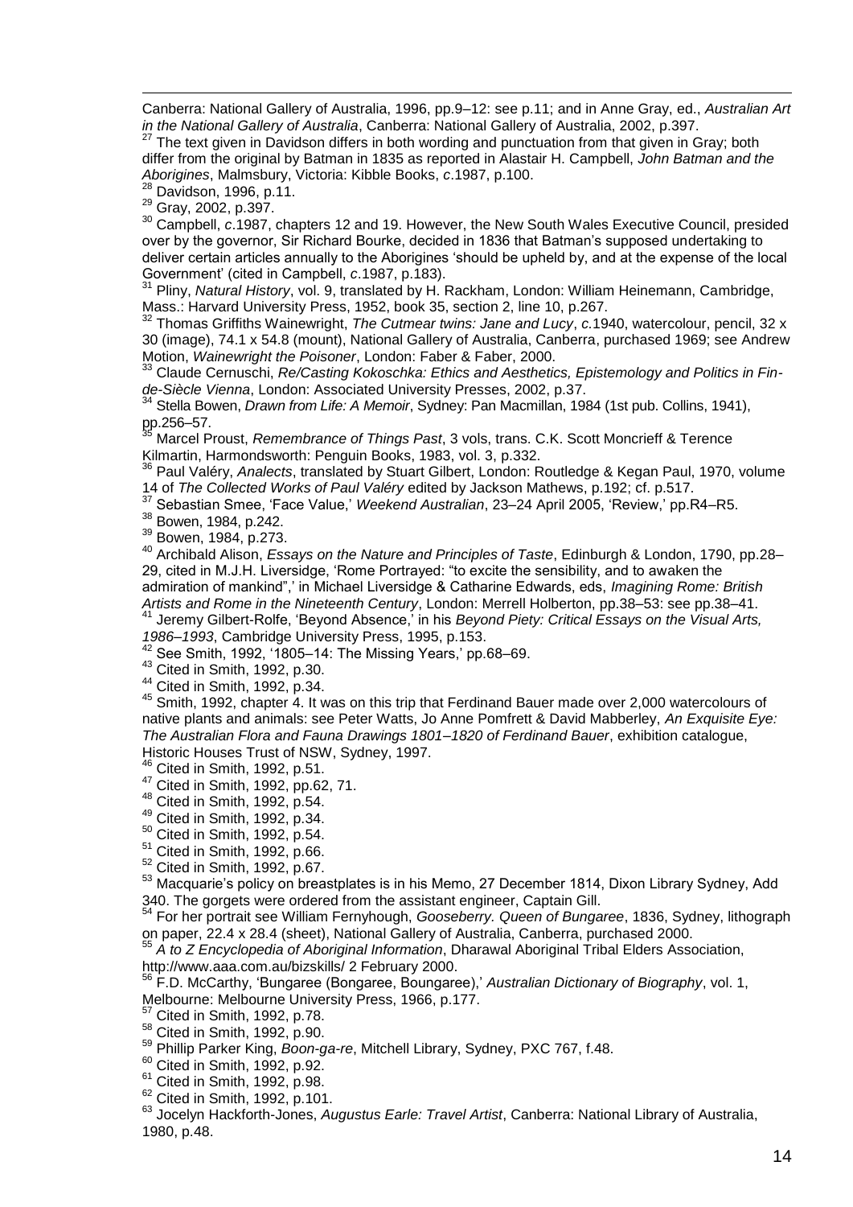Canberra: National Gallery of Australia, 1996, pp.9–12: see p.11; and in Anne Gray, ed., *Australian Art in the National Gallery of Australia*, Canberra: National Gallery of Australia, 2002, p.397.

[27] The text given in Davidson differs in both wording and punctuation from that given in Gray; both differ from the original by Batman in 1835 as reported in Alastair H. Campbell, *John Batman and the Aborigines*, Malmsbury, Victoria: Kibble Books, *c*.1987, p.100.

[28] Davidson, 1996, p.11.

[29] Gray, 2002, p.397.

[30] Campbell, *c*.1987, chapters 12 and 19. However, the New South Wales Executive Council, presided over by the governor, Sir Richard Bourke, decided in 1836 that Batman's supposed undertaking to deliver certain articles annually to the Aborigines 'should be upheld by, and at the expense of the local Government' (cited in Campbell, *c*.1987, p.183).

[31] Pliny, *Natural History*, vol. 9, translated by H. Rackham, London: William Heinemann, Cambridge, Mass.: Harvard University Press, 1952, book 35, section 2, line 10, p.267.

[32] Thomas Griffiths Wainewright, *The Cutmear twins: Jane and Lucy*, *c.*1940, watercolour, pencil, 32 x 30 (image), 74.1 x 54.8 (mount), National Gallery of Australia, Canberra, purchased 1969; see Andrew Motion, *Wainewright the Poisoner*, London: Faber & Faber, 2000.

[33] Claude Cernuschi, *Re/Casting Kokoschka: Ethics and Aesthetics, Epistemology and Politics in Fin-de-Siècle Vienna*, London: Associated University Presses, 2002, p.37.

[34] Stella Bowen, *Drawn from Life: A Memoir*, Sydney: Pan Macmillan, 1984 (1st pub. Collins, 1941), pp.256–57.

[35] Marcel Proust, *Remembrance of Things Past*, 3 vols, trans. C.K. Scott Moncrieff & Terence Kilmartin, Harmondsworth: Penguin Books, 1983, vol. 3, p.332.

[36] Paul Valéry, *Analects*, translated by Stuart Gilbert, London: Routledge & Kegan Paul, 1970, volume 14 of *The Collected Works of Paul Valéry* edited by Jackson Mathews, p.192; cf. p.517.

[37] Sebastian Smee, 'Face Value,' *Weekend Australian*, 23–24 April 2005, 'Review,' pp.R4–R5.

[38] Bowen, 1984, p.242.

[39] Bowen, 1984, p.273.

[40] Archibald Alison, *Essays on the Nature and Principles of Taste*, Edinburgh & London, 1790, pp.28–29, cited in M.J.H. Liversidge, 'Rome Portrayed: "to excite the sensibility, and to awaken the admiration of mankind",' in Michael Liversidge & Catharine Edwards, eds, *Imagining Rome: British Artists and Rome in the Nineteenth Century*, London: Merrell Holberton, pp.38–53: see pp.38–41.

[41] Jeremy Gilbert-Rolfe, 'Beyond Absence,' in his *Beyond Piety: Critical Essays on the Visual Arts, 1986–1993*, Cambridge University Press, 1995, p.153.

[42] See Smith, 1992, '1805–14: The Missing Years,' pp.68–69.

[43] Cited in Smith, 1992, p.30.

[44] Cited in Smith, 1992, p.34.

[45] Smith, 1992, chapter 4. It was on this trip that Ferdinand Bauer made over 2,000 watercolours of native plants and animals: see Peter Watts, Jo Anne Pomfrett & David Mabberley, *An Exquisite Eye: The Australian Flora and Fauna Drawings 1801–1820 of Ferdinand Bauer*, exhibition catalogue, Historic Houses Trust of NSW, Sydney, 1997.

[46] Cited in Smith, 1992, p.51.

[47] Cited in Smith, 1992, pp.62, 71.

[48] Cited in Smith, 1992, p.54.

[49] Cited in Smith, 1992, p.34.

[50] Cited in Smith, 1992, p.54.

[51] Cited in Smith, 1992, p.66.

[52] Cited in Smith, 1992, p.67.

[53] Macquarie's policy on breastplates is in his Memo, 27 December 1814, Dixon Library Sydney, Add 340. The gorgets were ordered from the assistant engineer, Captain Gill.

[54] For her portrait see William Fernyhough, *Gooseberry. Queen of Bungaree*, 1836, Sydney, lithograph on paper, 22.4 x 28.4 (sheet), National Gallery of Australia, Canberra, purchased 2000.

[55] *A to Z Encyclopedia of Aboriginal Information*, Dharawal Aboriginal Tribal Elders Association, http://www.aaa.com.au/bizskills/ 2 February 2000.

[56] F.D. McCarthy, 'Bungaree (Bongaree, Boungaree),' *Australian Dictionary of Biography*, vol. 1, Melbourne: Melbourne University Press, 1966, p.177.

[57] Cited in Smith, 1992, p.78.

[58] Cited in Smith, 1992, p.90.

[59] Phillip Parker King, *Boon-ga-re*, Mitchell Library, Sydney, PXC 767, f.48.

[60] Cited in Smith, 1992, p.92.

[61] Cited in Smith, 1992, p.98.

[62] Cited in Smith, 1992, p.101.

[63] Jocelyn Hackforth-Jones, *Augustus Earle: Travel Artist*, Canberra: National Library of Australia, 1980, p.48.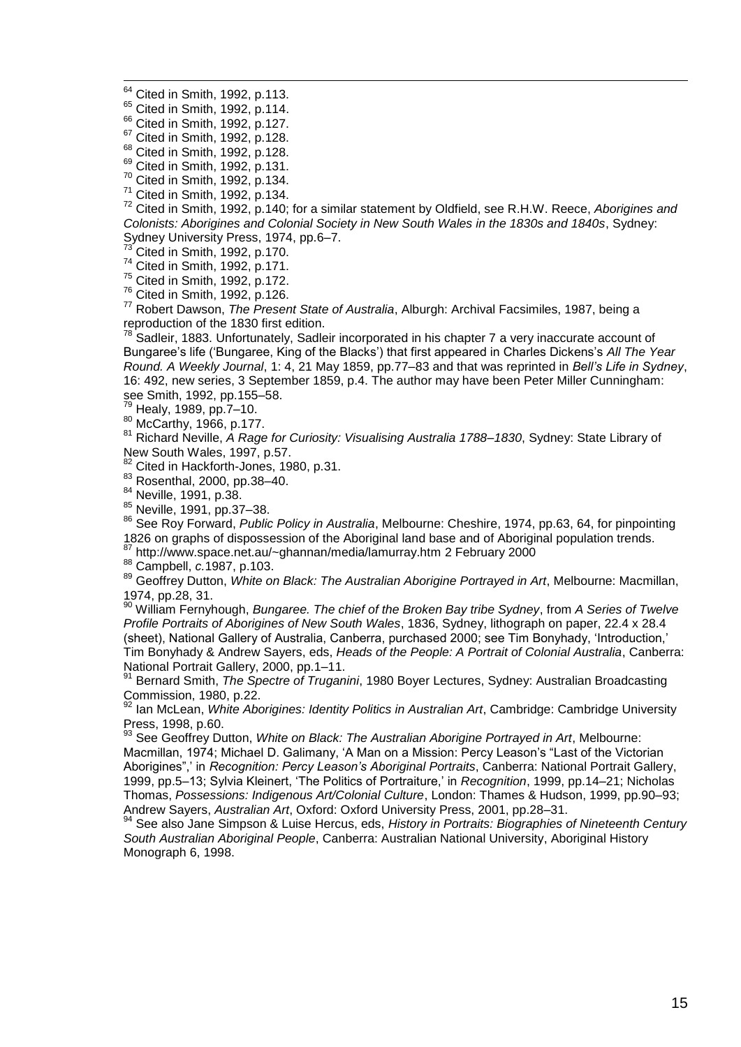[64] Cited in Smith, 1992, p.113.

[65] Cited in Smith, 1992, p.114.

[66] Cited in Smith, 1992, p.127.

[67] Cited in Smith, 1992, p.128.

[68] Cited in Smith, 1992, p.128.

[69] Cited in Smith, 1992, p.131.

[70] Cited in Smith, 1992, p.134.

[71] Cited in Smith, 1992, p.134.

[72] Cited in Smith, 1992, p.140; for a similar statement by Oldfield, see R.H.W. Reece, *Aborigines and Colonists: Aborigines and Colonial Society in New South Wales in the 1830s and 1840s*, Sydney: Sydney University Press, 1974, pp.6–7.

[73] Cited in Smith, 1992, p.170.

[74] Cited in Smith, 1992, p.171.

[75] Cited in Smith, 1992, p.172.

[76] Cited in Smith, 1992, p.126.

[77] Robert Dawson, *The Present State of Australia*, Alburgh: Archival Facsimiles, 1987, being a reproduction of the 1830 first edition.

[78] Sadleir, 1883. Unfortunately, Sadleir incorporated in his chapter 7 a very inaccurate account of Bungaree's life ('Bungaree, King of the Blacks') that first appeared in Charles Dickens's *All The Year Round. A Weekly Journal*, 1: 4, 21 May 1859, pp.77–83 and that was reprinted in *Bell's Life in Sydney*, 16: 492, new series, 3 September 1859, p.4. The author may have been Peter Miller Cunningham: see Smith, 1992, pp.155–58.

[79] Healy, 1989, pp.7–10.

[80] McCarthy, 1966, p.177.

[81] Richard Neville, *A Rage for Curiosity: Visualising Australia 1788–1830*, Sydney: State Library of New South Wales, 1997, p.57.

[82] Cited in Hackforth-Jones, 1980, p.31.

[83] Rosenthal, 2000, pp.38–40.

[84] Neville, 1991, p.38.

[85] Neville, 1991, pp.37–38.

[86] See Roy Forward, *Public Policy in Australia*, Melbourne: Cheshire, 1974, pp.63, 64, for pinpointing 1826 on graphs of dispossession of the Aboriginal land base and of Aboriginal population trends.

[87] http://www.space.net.au/~ghannan/media/lamurray.htm 2 February 2000

[88] Campbell, *c.*1987, p.103.

[89] Geoffrey Dutton, *White on Black: The Australian Aborigine Portrayed in Art*, Melbourne: Macmillan, 1974, pp.28, 31.

[90] William Fernyhough, *Bungaree. The chief of the Broken Bay tribe Sydney*, from *A Series of Twelve Profile Portraits of Aborigines of New South Wales*, 1836, Sydney, lithograph on paper, 22.4 x 28.4 (sheet), National Gallery of Australia, Canberra, purchased 2000; see Tim Bonyhady, 'Introduction,' Tim Bonyhady & Andrew Sayers, eds, *Heads of the People: A Portrait of Colonial Australia*, Canberra: National Portrait Gallery, 2000, pp.1–11.

[91] Bernard Smith, *The Spectre of Truganini*, 1980 Boyer Lectures, Sydney: Australian Broadcasting Commission, 1980, p.22.

[92] Ian McLean, *White Aborigines: Identity Politics in Australian Art*, Cambridge: Cambridge University Press, 1998, p.60.

[93] See Geoffrey Dutton, *White on Black: The Australian Aborigine Portrayed in Art*, Melbourne: Macmillan, 1974; Michael D. Galimany, 'A Man on a Mission: Percy Leason's "Last of the Victorian Aborigines",' in *Recognition: Percy Leason's Aboriginal Portraits*, Canberra: National Portrait Gallery, 1999, pp.5–13; Sylvia Kleinert, 'The Politics of Portraiture,' in *Recognition*, 1999, pp.14–21; Nicholas Thomas, *Possessions: Indigenous Art/Colonial Culture*, London: Thames & Hudson, 1999, pp.90–93; Andrew Sayers, *Australian Art*, Oxford: Oxford University Press, 2001, pp.28–31.

[94] See also Jane Simpson & Luise Hercus, eds, *History in Portraits: Biographies of Nineteenth Century South Australian Aboriginal People*, Canberra: Australian National University, Aboriginal History Monograph 6, 1998.